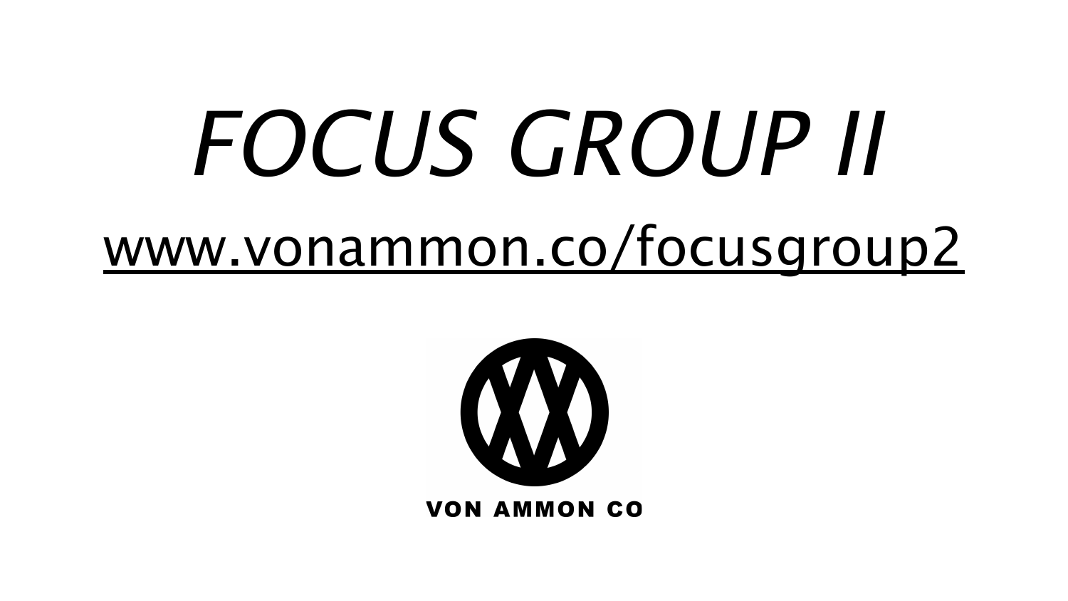# *FOCUS GROUP II*

www.vonammon.co/focusgroup2

VON AMMON CO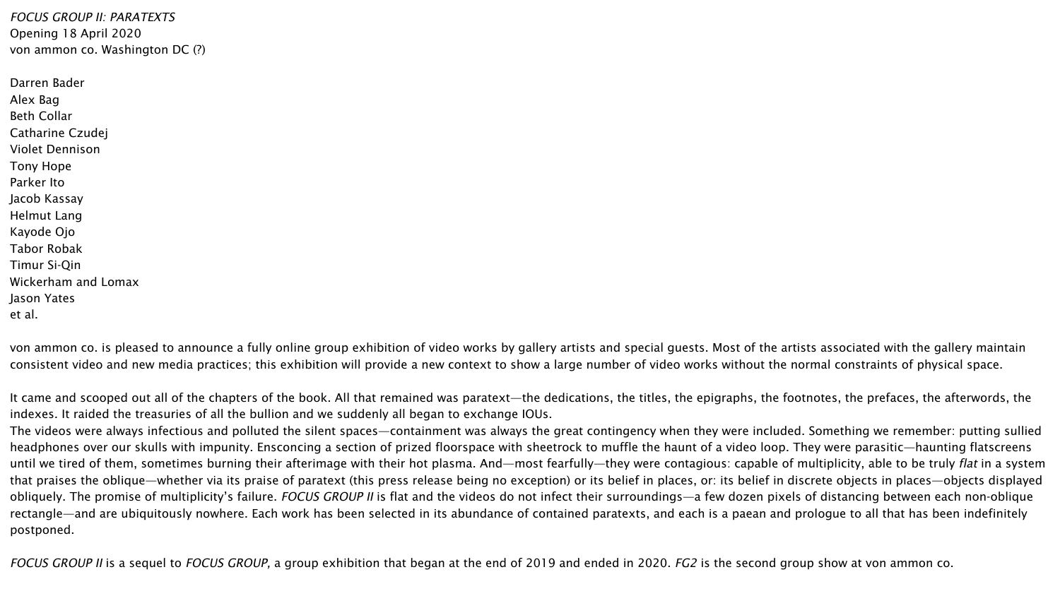*FOCUS GROUP II: PARATEXTS*
Opening 18 April 2020
von ammon co. Washington DC (?)

Darren Bader
Alex Bag
Beth Collar
Catharine Czudej
Violet Dennison
Tony Hope
Parker Ito
Jacob Kassay
Helmut Lang
Kayode Ojo
Tabor Robak
Timur Si-Qin
Wickerham and Lomax
Jason Yates
et al.

von ammon co. is pleased to announce a fully online group exhibition of video works by gallery artists and special guests. Most of the artists associated with the gallery maintain consistent video and new media practices; this exhibition will provide a new context to show a large number of video works without the normal constraints of physical space.

It came and scooped out all of the chapters of the book. All that remained was paratext—the dedications, the titles, the epigraphs, the footnotes, the prefaces, the afterwords, the indexes. It raided the treasuries of all the bullion and we suddenly all began to exchange IOUs.
The videos were always infectious and polluted the silent spaces—containment was always the great contingency when they were included. Something we remember: putting sullied headphones over our skulls with impunity. Ensconcing a section of prized floorspace with sheetrock to muffle the haunt of a video loop. They were parasitic—haunting flatscreens until we tired of them, sometimes burning their afterimage with their hot plasma. And—most fearfully—they were contagious: capable of multiplicity, able to be truly *flat* in a system that praises the oblique—whether via its praise of paratext (this press release being no exception) or its belief in places, or: its belief in discrete objects in places—objects displayed obliquely. The promise of multiplicity's failure. *FOCUS GROUP II* is flat and the videos do not infect their surroundings—a few dozen pixels of distancing between each non-oblique rectangle—and are ubiquitously nowhere. Each work has been selected in its abundance of contained paratexts, and each is a paean and prologue to all that has been indefinitely postponed.

*FOCUS GROUP II* is a sequel to *FOCUS GROUP,* a group exhibition that began at the end of 2019 and ended in 2020. *FG2* is the second group show at von ammon co.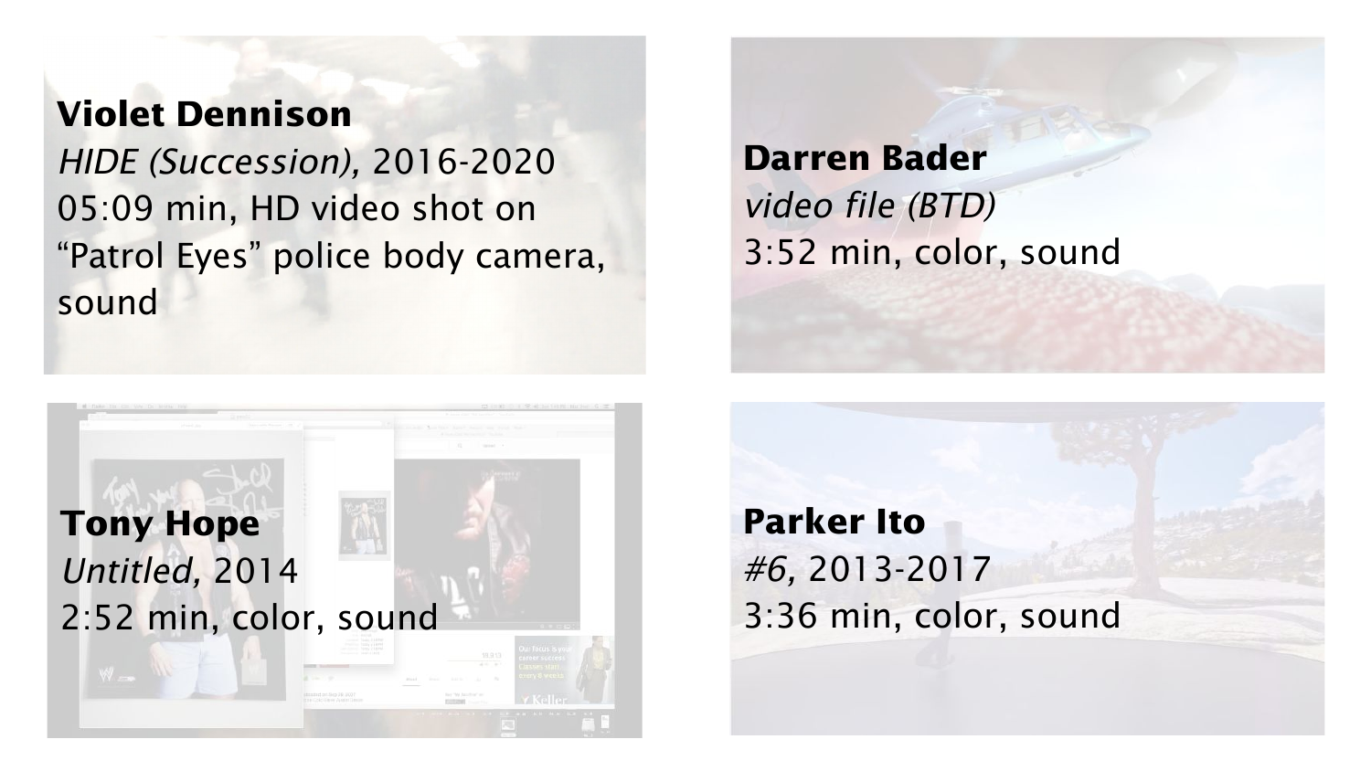**Violet Dennison**
*HIDE (Succession),* 2016-2020
05:09 min, HD video shot on "Patrol Eyes" police body camera, sound

**Darren Bader**
*video file (BTD)*
3:52 min, color, sound

**Tony Hope**
*Untitled,* 2014
2:52 min, color, sound

**Parker Ito**
*#6,* 2013-2017
3:36 min, color, sound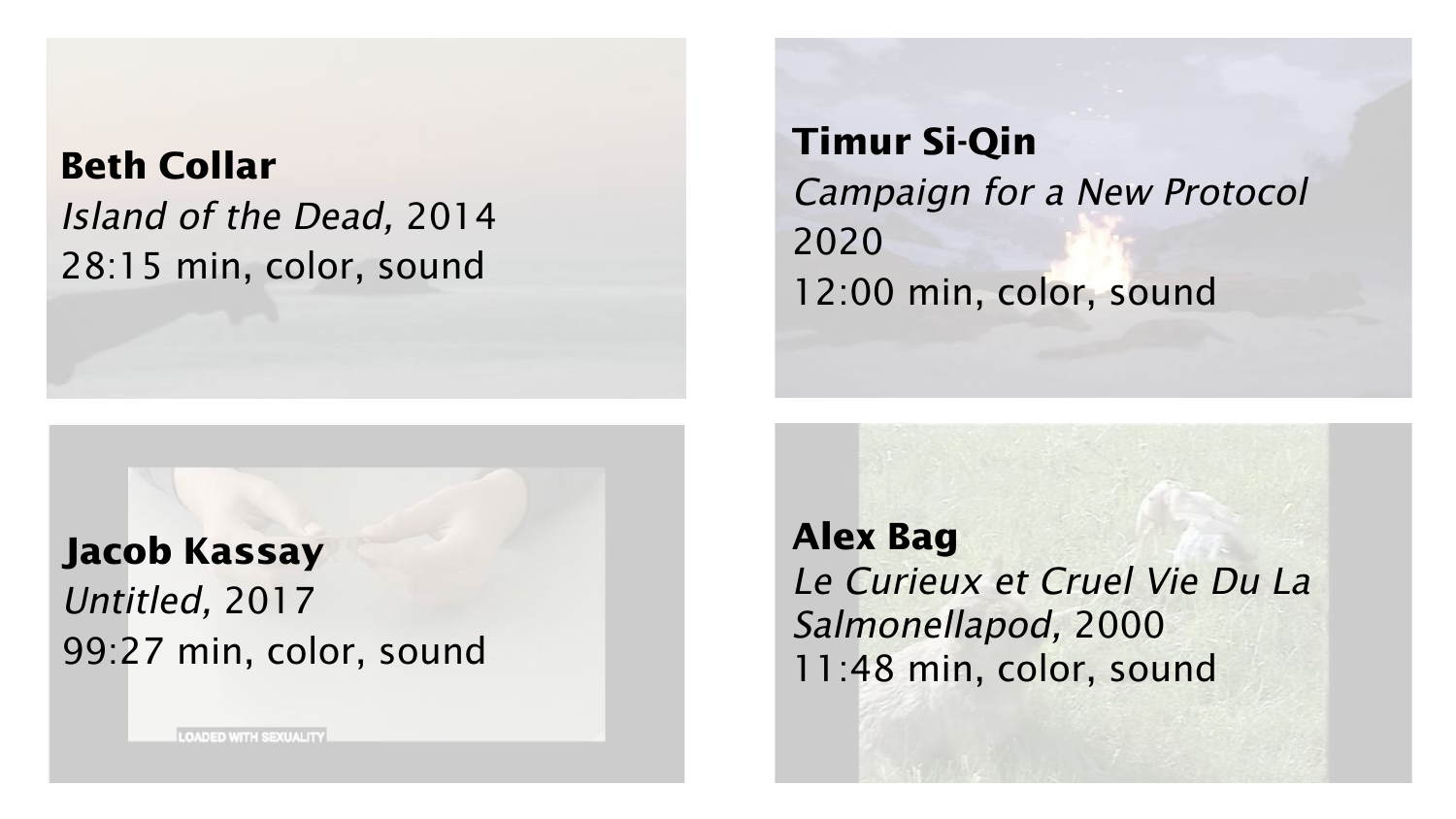**Beth Collar**
*Island of the Dead,* 2014
28:15 min, color, sound

**Timur Si-Qin**
*Campaign for a New Protocol*
2020
12:00 min, color, sound

**Jacob Kassay**
*Untitled,* 2017
99:27 min, color, sound

**Alex Bag**
*Le Curieux et Cruel Vie Du La Salmonellapod,* 2000
11:48 min, color, sound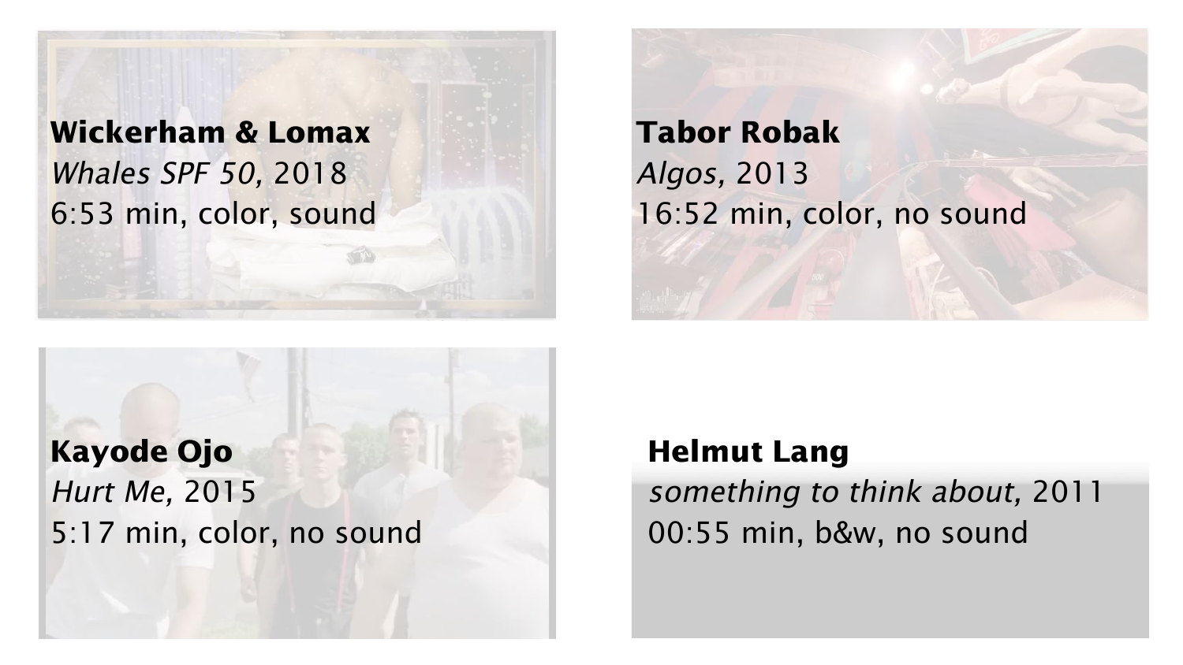**Wickerham & Lomax**
*Whales SPF 50,* 2018
6:53 min, color, sound

**Tabor Robak**
*Algos,* 2013
16:52 min, color, no sound

**Kayode Ojo**
*Hurt Me,* 2015
5:17 min, color, no sound

**Helmut Lang**
*something to think about,* 2011
00:55 min, b&w, no sound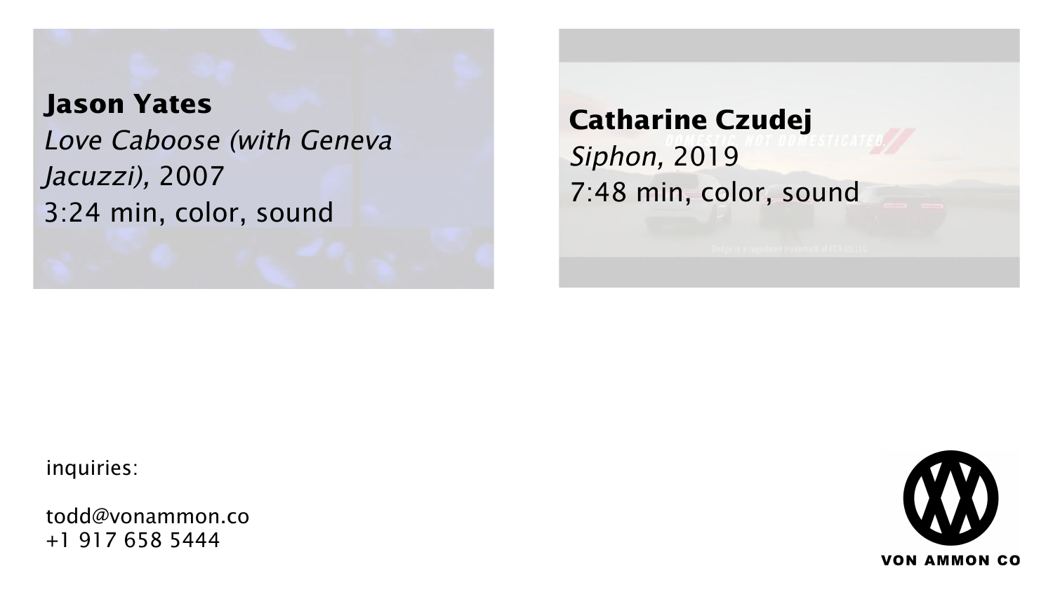**Jason Yates**
*Love Caboose (with Geneva Jacuzzi),* 2007
3:24 min, color, sound

**Catharine Czudej**
*Siphon,* 2019
7:48 min, color, sound

inquiries:

todd@vonammon.co
+1 917 658 5444

VON AMMON CO